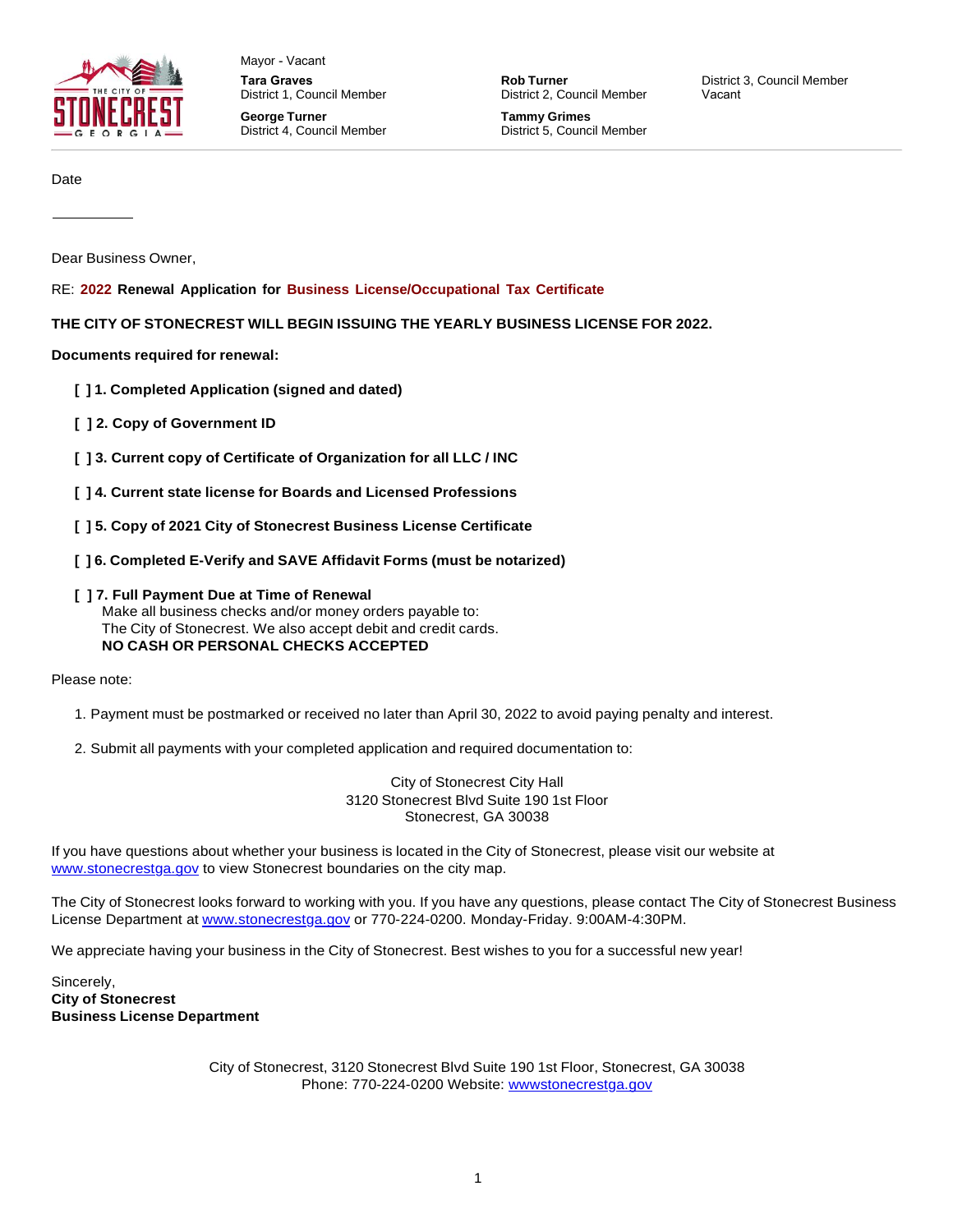Mayor - Vacant

**Tara Graves**
District 1, Council Member

**Rob Turner**
District 2, Council Member

District 3, Council Member
Vacant

**George Turner**
District 4, Council Member

**Tammy Grimes**
District 5, Council Member

---

Date

\_\_\_\_\_\_\_\_\_\_

Dear Business Owner,

RE: **2022 Renewal Application for Business License/Occupational Tax Certificate**

**THE CITY OF STONECREST WILL BEGIN ISSUING THE YEARLY BUSINESS LICENSE FOR 2022.**

**Documents required for renewal:**

- **[ ] 1. Completed Application (signed and dated)**
- **[ ] 2. Copy of Government ID**
- **[ ] 3. Current copy of Certificate of Organization for all LLC / INC**
- **[ ] 4. Current state license for Boards and Licensed Professions**
- **[ ] 5. Copy of 2021 City of Stonecrest Business License Certificate**
- **[ ] 6. Completed E-Verify and SAVE Affidavit Forms (must be notarized)**
- **[ ] 7. Full Payment Due at Time of Renewal**
  Make all business checks and/or money orders payable to:
  The City of Stonecrest. We also accept debit and credit cards.
  **NO CASH OR PERSONAL CHECKS ACCEPTED**

Please note:

1. Payment must be postmarked or received no later than April 30, 2022 to avoid paying penalty and interest.
2. Submit all payments with your completed application and required documentation to:

City of Stonecrest City Hall
3120 Stonecrest Blvd Suite 190 1st Floor
Stonecrest, GA 30038

If you have questions about whether your business is located in the City of Stonecrest, please visit our website at www.stonecrestga.gov to view Stonecrest boundaries on the city map.

The City of Stonecrest looks forward to working with you. If you have any questions, please contact The City of Stonecrest Business License Department at www.stonecrestga.gov or 770-224-0200. Monday-Friday. 9:00AM-4:30PM.

We appreciate having your business in the City of Stonecrest. Best wishes to you for a successful new year!

Sincerely,
**City of Stonecrest**
**Business License Department**

City of Stonecrest, 3120 Stonecrest Blvd Suite 190 1st Floor, Stonecrest, GA 30038
Phone: 770-224-0200 Website: wwwstonecrestga.gov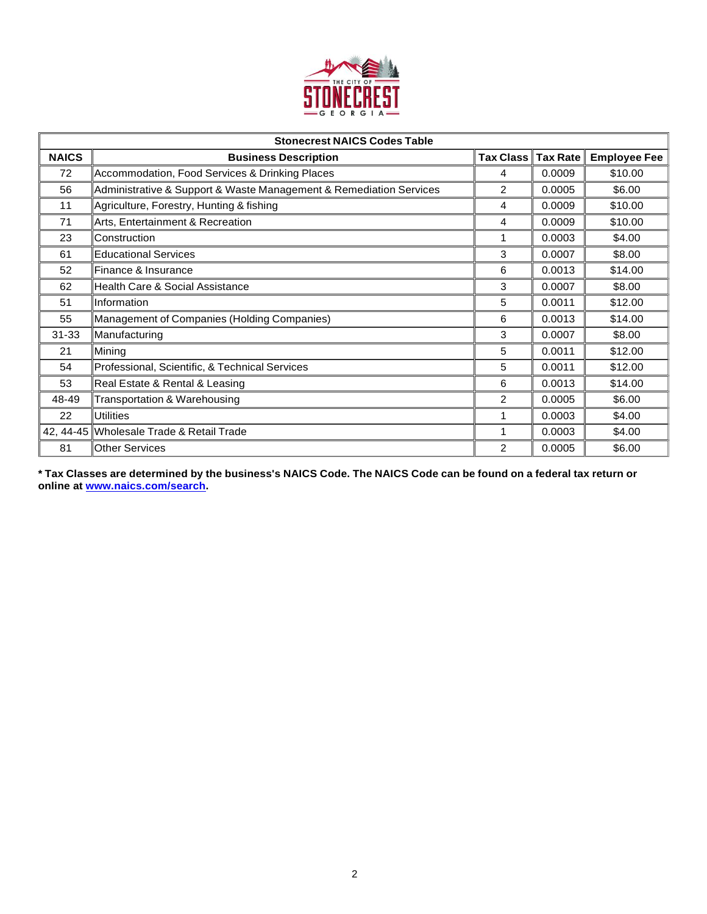| Stonecrest NAICS Codes Table | | | | |
|---|---|---|---|---|
| **NAICS** | **Business Description** | **Tax Class** | **Tax Rate** | **Employee Fee** |
| 72 | Accommodation, Food Services & Drinking Places | 4 | 0.0009 | $10.00 |
| 56 | Administrative & Support & Waste Management & Remediation Services | 2 | 0.0005 | $6.00 |
| 11 | Agriculture, Forestry, Hunting & fishing | 4 | 0.0009 | $10.00 |
| 71 | Arts, Entertainment & Recreation | 4 | 0.0009 | $10.00 |
| 23 | Construction | 1 | 0.0003 | $4.00 |
| 61 | Educational Services | 3 | 0.0007 | $8.00 |
| 52 | Finance & Insurance | 6 | 0.0013 | $14.00 |
| 62 | Health Care & Social Assistance | 3 | 0.0007 | $8.00 |
| 51 | Information | 5 | 0.0011 | $12.00 |
| 55 | Management of Companies (Holding Companies) | 6 | 0.0013 | $14.00 |
| 31-33 | Manufacturing | 3 | 0.0007 | $8.00 |
| 21 | Mining | 5 | 0.0011 | $12.00 |
| 54 | Professional, Scientific, & Technical Services | 5 | 0.0011 | $12.00 |
| 53 | Real Estate & Rental & Leasing | 6 | 0.0013 | $14.00 |
| 48-49 | Transportation & Warehousing | 2 | 0.0005 | $6.00 |
| 22 | Utilities | 1 | 0.0003 | $4.00 |
| 42, 44-45 | Wholesale Trade & Retail Trade | 1 | 0.0003 | $4.00 |
| 81 | Other Services | 2 | 0.0005 | $6.00 |

**\* Tax Classes are determined by the business's NAICS Code. The NAICS Code can be found on a federal tax return or online at [www.naics.com/search](www.naics.com/search).**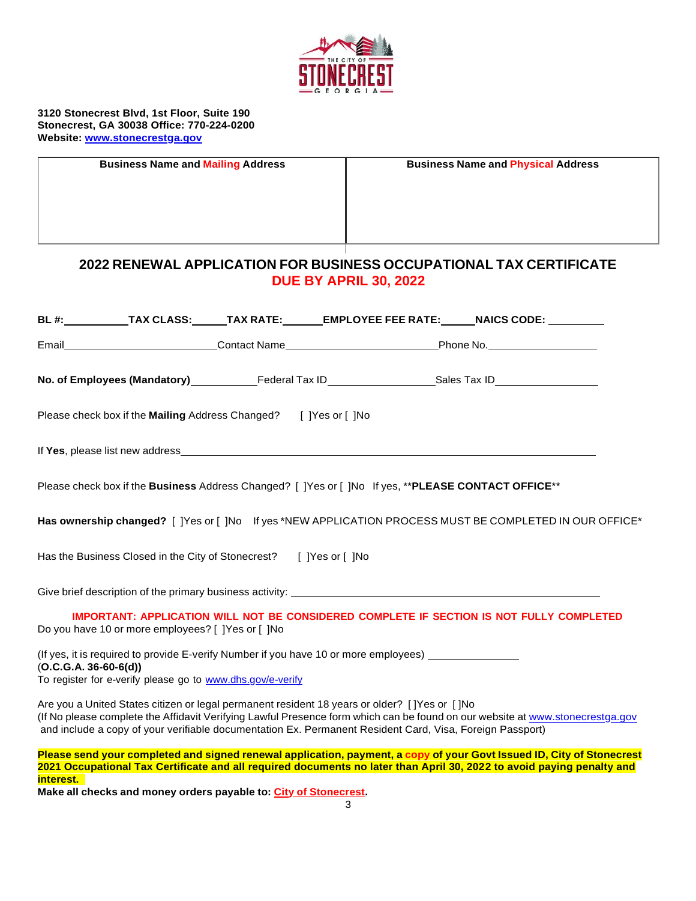3120 Stonecrest Blvd, 1st Floor, Suite 190
Stonecrest, GA 30038 Office: 770-224-0200
Website: www.stonecrestga.gov

| Business Name and Mailing Address | Business Name and Physical Address |
| --- | --- |
| | |

## 2022 RENEWAL APPLICATION FOR BUSINESS OCCUPATIONAL TAX CERTIFICATE
## DUE BY APRIL 30, 2022

**BL #:**__________ **TAX CLASS:**_____ **TAX RATE:**______ **EMPLOYEE FEE RATE:**_____ **NAICS CODE:** _________

Email________________________Contact Name________________________Phone No.________________

**No. of Employees (Mandatory)**__________Federal Tax ID________________Sales Tax ID________________

Please check box if the **Mailing** Address Changed? [ ]Yes or [ ]No

If **Yes**, please list new address______________________________________________________________

Please check box if the **Business** Address Changed? [ ]Yes or [ ]No If yes, ****PLEASE CONTACT OFFICE****

**Has ownership changed?** [ ]Yes or [ ]No If yes *NEW APPLICATION PROCESS MUST BE COMPLETED IN OUR OFFICE*

Has the Business Closed in the City of Stonecrest? [ ]Yes or [ ]No

Give brief description of the primary business activity: ______________________________________________

**IMPORTANT: APPLICATION WILL NOT BE CONSIDERED COMPLETE IF SECTION IS NOT FULLY COMPLETED**

Do you have 10 or more employees? [ ]Yes or [ ]No

(If yes, it is required to provide E-verify Number if you have 10 or more employees) _______________
(**O.C.G.A. 36-60-6(d)**)
To register for e-verify please go to www.dhs.gov/e-verify

Are you a United States citizen or legal permanent resident 18 years or older? [ ]Yes or [ ]No
(If No please complete the Affidavit Verifying Lawful Presence form which can be found on our website at www.stonecrestga.gov and include a copy of your verifiable documentation Ex. Permanent Resident Card, Visa, Foreign Passport)

**Please send your completed and signed renewal application, payment, a copy of your Govt Issued ID, City of Stonecrest 2021 Occupational Tax Certificate and all required documents no later than April 30, 2022 to avoid paying penalty and interest.**

**Make all checks and money orders payable to: City of Stonecrest.**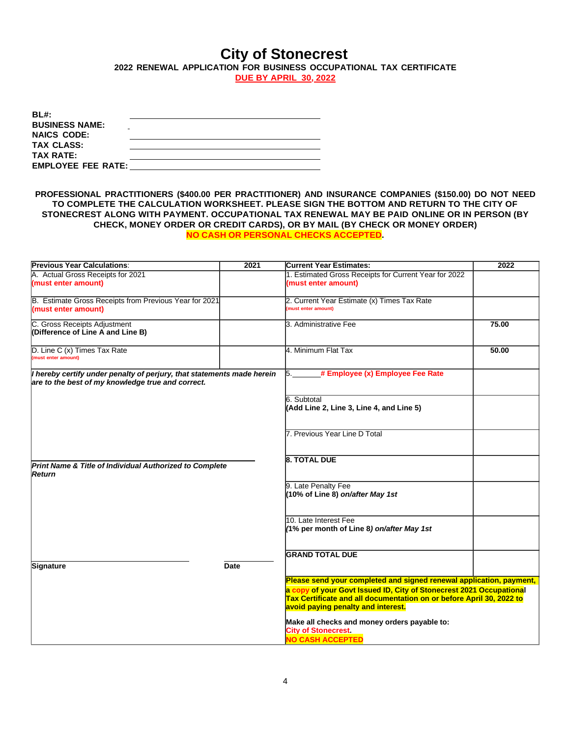# City of Stonecrest

**2022 RENEWAL APPLICATION FOR BUSINESS OCCUPATIONAL TAX CERTIFICATE**

**DUE BY APRIL 30, 2022**

**BL#:** ____________________

**BUSINESS NAME:** ____________________

**NAICS CODE:** ____________________

**TAX CLASS:** ____________________

**TAX RATE:** ____________________

**EMPLOYEE FEE RATE:** ____________________

**PROFESSIONAL PRACTITIONERS ($400.00 PER PRACTITIONER) AND INSURANCE COMPANIES ($150.00) DO NOT NEED TO COMPLETE THE CALCULATION WORKSHEET. PLEASE SIGN THE BOTTOM AND RETURN TO THE CITY OF STONECREST ALONG WITH PAYMENT. OCCUPATIONAL TAX RENEWAL MAY BE PAID ONLINE OR IN PERSON (BY CHECK, MONEY ORDER OR CREDIT CARDS), OR BY MAIL (BY CHECK OR MONEY ORDER) NO CASH OR PERSONAL CHECKS ACCEPTED.**

| Previous Year Calculations: | 2021 | Current Year Estimates: | 2022 |
|---|---|---|---|
| A. Actual Gross Receipts for 2021 **(must enter amount)** | | 1. Estimated Gross Receipts for Current Year for 2022 **(must enter amount)** | |
| B. Estimate Gross Receipts from Previous Year for 2021 **(must enter amount)** | | 2. Current Year Estimate (x) Times Tax Rate **(must enter amount)** | |
| C. Gross Receipts Adjustment **(Difference of Line A and Line B)** | | 3. Administrative Fee | **75.00** |
| D. Line C (x) Times Tax Rate **(must enter amount)** | | 4. Minimum Flat Tax | **50.00** |
| ***I hereby certify under penalty of perjury, that statements made herein are to the best of my knowledge true and correct.*** | | 5.______ **# Employee (x) Employee Fee Rate** | |
| | | 6. Subtotal **(Add Line 2, Line 3, Line 4, and Line 5)** | |
| | | 7. Previous Year Line D Total | |
| ***Print Name & Title of Individual Authorized to Complete Return*** | | **8. TOTAL DUE** | |
| | | 9. Late Penalty Fee **(10% of Line 8)** ***on/after May 1st*** | |
| | | 10. Late Interest Fee ***(1% per month of Line 8) on/after May 1st*** | |
| **Signature** | **Date** | **GRAND TOTAL DUE** | |

**Please send your completed and signed renewal application, payment, a copy of your Govt Issued ID, City of Stonecrest 2021 Occupational Tax Certificate and all documentation on or before April 30, 2022 to avoid paying penalty and interest.**

**Make all checks and money orders payable to: City of Stonecrest.**

**NO CASH ACCEPTED**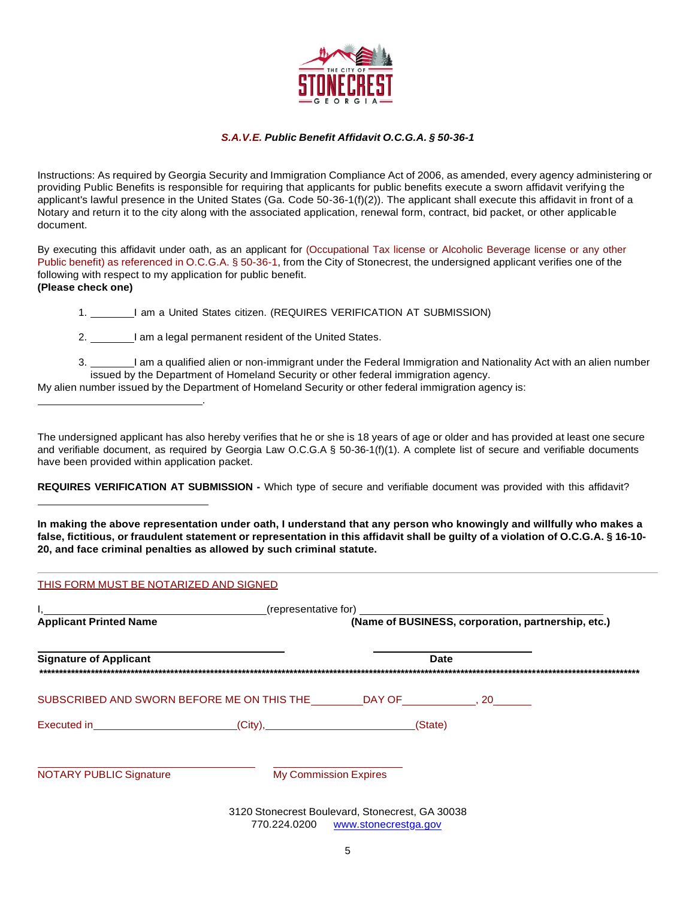### *S.A.V.E. Public Benefit Affidavit O.C.G.A. § 50-36-1*

Instructions: As required by Georgia Security and Immigration Compliance Act of 2006, as amended, every agency administering or providing Public Benefits is responsible for requiring that applicants for public benefits execute a sworn affidavit verifying the applicant's lawful presence in the United States (Ga. Code 50-36-1(f)(2)). The applicant shall execute this affidavit in front of a Notary and return it to the city along with the associated application, renewal form, contract, bid packet, or other applicable document.

By executing this affidavit under oath, as an applicant for (Occupational Tax license or Alcoholic Beverage license or any other Public benefit) as referenced in O.C.G.A. § 50-36-1, from the City of Stonecrest, the undersigned applicant verifies one of the following with respect to my application for public benefit.
**(Please check one)**

1. _______I am a United States citizen. (REQUIRES VERIFICATION AT SUBMISSION)
2. _______I am a legal permanent resident of the United States.
3. _______I am a qualified alien or non-immigrant under the Federal Immigration and Nationality Act with an alien number issued by the Department of Homeland Security or other federal immigration agency.

My alien number issued by the Department of Homeland Security or other federal immigration agency is:
____________________________.

The undersigned applicant has also hereby verifies that he or she is 18 years of age or older and has provided at least one secure and verifiable document, as required by Georgia Law O.C.G.A § 50-36-1(f)(1). A complete list of secure and verifiable documents have been provided within application packet.

**REQUIRES VERIFICATION AT SUBMISSION -** Which type of secure and verifiable document was provided with this affidavit?

____________________________

**In making the above representation under oath, I understand that any person who knowingly and willfully who makes a false, fictitious, or fraudulent statement or representation in this affidavit shall be guilty of a violation of O.C.G.A. § 16-10-20, and face criminal penalties as allowed by such criminal statute.**

---

THIS FORM MUST BE NOTARIZED AND SIGNED

I,______________________________(representative for) ______________________________.
**Applicant Printed Name** **(Name of BUSINESS, corporation, partnership, etc.)**

______________________________ ______________________
**Signature of Applicant** **Date**

******************************************************************************************************************************************

SUBSCRIBED AND SWORN BEFORE ME ON THIS THE________DAY OF____________, 20______

Executed in______________________(City),______________________(State)

______________________________ ______________________
NOTARY PUBLIC Signature My Commission Expires

3120 Stonecrest Boulevard, Stonecrest, GA 30038
770.224.0200 www.stonecrestga.gov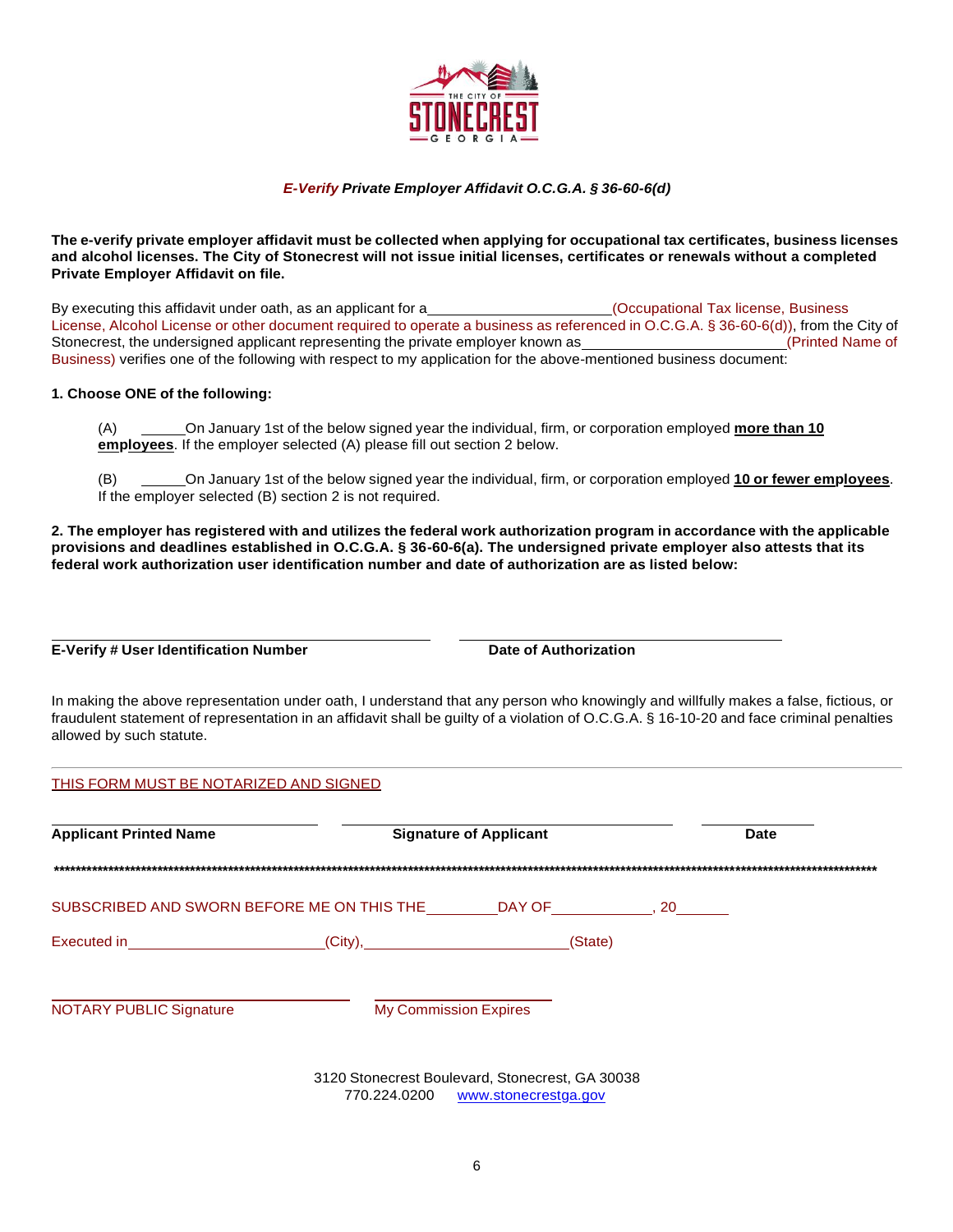THE CITY OF STONECREST GEORGIA

***E-Verify* Private Employer Affidavit O.C.G.A. § 36-60-6(d)**

**The e-verify private employer affidavit must be collected when applying for occupational tax certificates, business licenses and alcohol licenses. The City of Stonecrest will not issue initial licenses, certificates or renewals without a completed Private Employer Affidavit on file.**

By executing this affidavit under oath, as an applicant for a______________________(Occupational Tax license, Business License, Alcohol License or other document required to operate a business as referenced in O.C.G.A. § 36-60-6(d)), from the City of Stonecrest, the undersigned applicant representing the private employer known as________________________(Printed Name of Business) verifies one of the following with respect to my application for the above-mentioned business document:

**1. Choose ONE of the following:**

(A) _____On January 1st of the below signed year the individual, firm, or corporation employed **more than 10 employees**. If the employer selected (A) please fill out section 2 below.

(B) _____On January 1st of the below signed year the individual, firm, or corporation employed **10 or fewer employees**. If the employer selected (B) section 2 is not required.

**2. The employer has registered with and utilizes the federal work authorization program in accordance with the applicable provisions and deadlines established in O.C.G.A. § 36-60-6(a). The undersigned private employer also attests that its federal work authorization user identification number and date of authorization are as listed below:**

_______________________________ _______________________________

**E-Verify # User Identification Number** **Date of Authorization**

In making the above representation under oath, I understand that any person who knowingly and willfully makes a false, fictious, or fraudulent statement of representation in an affidavit shall be guilty of a violation of O.C.G.A. § 16-10-20 and face criminal penalties allowed by such statute.

---

THIS FORM MUST BE NOTARIZED AND SIGNED

_______________________ _______________________ ___________

**Applicant Printed Name** **Signature of Applicant** **Date**

**********************************************************************************************************************************************

SUBSCRIBED AND SWORN BEFORE ME ON THIS THE________DAY OF____________, 20______

Executed in_______________________(City),________________________(State)

_______________________ _______________________

NOTARY PUBLIC Signature My Commission Expires

3120 Stonecrest Boulevard, Stonecrest, GA 30038
770.224.0200 www.stonecrestga.gov